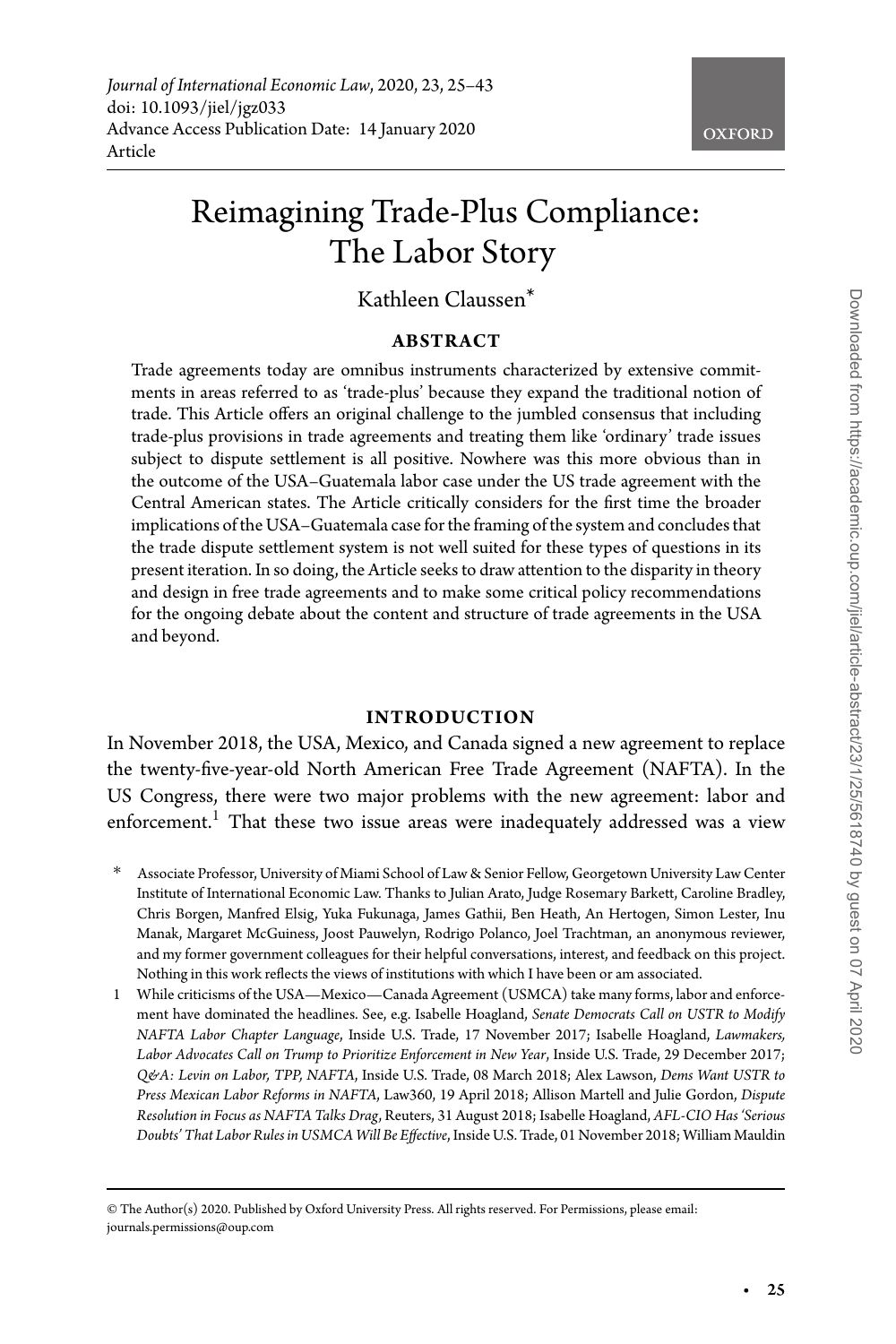# Reimagining Trade-Plus Compliance: The Labor Story

Kathleen Claussen*

## ABSTRACT

Trade agreements today are omnibus instruments characterized by extensive commitments in areas referred to as 'trade-plus' because they expand the traditional notion of trade. This Article offers an original challenge to the jumbled consensus that including trade-plus provisions in trade agreements and treating them like 'ordinary' trade issues subject to dispute settlement is all positive. Nowhere was this more obvious than in the outcome of the USA–Guatemala labor case under the US trade agreement with the Central American states. The Article critically considers for the first time the broader implications of the USA–Guatemala case for the framing of the system and concludes that the trade dispute settlement system is not well suited for these types of questions in its present iteration. In so doing, the Article seeks to draw attention to the disparity in theory and design in free trade agreements and to make some critical policy recommendations for the ongoing debate about the content and structure of trade agreements in the USA and beyond.

## INTRODUCTION

In November 2018, the USA, Mexico, and Canada signed a new agreement to replace the twenty-five-year-old North American Free Trade Agreement (NAFTA). In the US Congress, there were two major problems with the new agreement: labor and enforcement.[1] That these two issue areas were inadequately addressed was a view

---

\* Associate Professor, University of Miami School of Law & Senior Fellow, Georgetown University Law Center Institute of International Economic Law. Thanks to Julian Arato, Judge Rosemary Barkett, Caroline Bradley, Chris Borgen, Manfred Elsig, Yuka Fukunaga, James Gathii, Ben Heath, An Hertogen, Simon Lester, Inu Manak, Margaret McGuiness, Joost Pauwelyn, Rodrigo Polanco, Joel Trachtman, an anonymous reviewer, and my former government colleagues for their helpful conversations, interest, and feedback on this project. Nothing in this work reflects the views of institutions with which I have been or am associated.

1 While criticisms of the USA—Mexico—Canada Agreement (USMCA) take many forms, labor and enforcement have dominated the headlines. See, e.g. Isabelle Hoagland, *Senate Democrats Call on USTR to Modify NAFTA Labor Chapter Language*, Inside U.S. Trade, 17 November 2017; Isabelle Hoagland, *Lawmakers, Labor Advocates Call on Trump to Prioritize Enforcement in New Year*, Inside U.S. Trade, 29 December 2017; *Q&A: Levin on Labor, TPP, NAFTA*, Inside U.S. Trade, 08 March 2018; Alex Lawson, *Dems Want USTR to Press Mexican Labor Reforms in NAFTA*, Law360, 19 April 2018; Allison Martell and Julie Gordon, *Dispute Resolution in Focus as NAFTA Talks Drag*, Reuters, 31 August 2018; Isabelle Hoagland, *AFL-CIO Has 'Serious Doubts' That Labor Rules in USMCA Will Be Effective*, Inside U.S. Trade, 01 November 2018; William Mauldin

© The Author(s) 2020. Published by Oxford University Press. All rights reserved. For Permissions, please email: journals.permissions@oup.com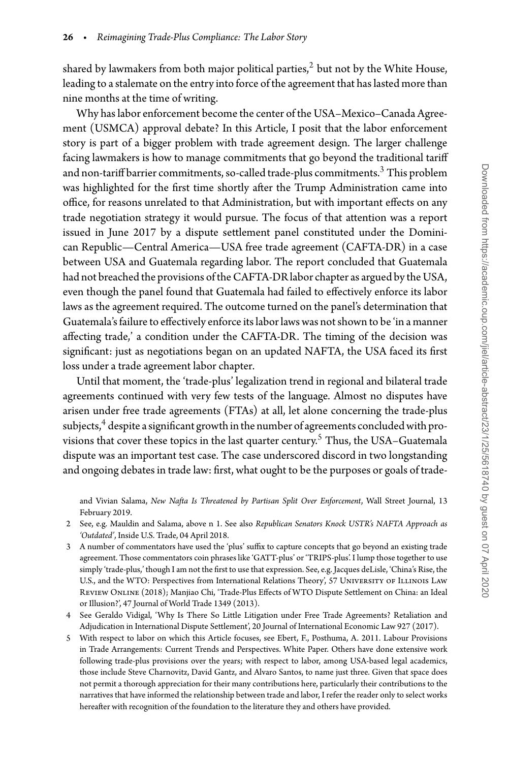shared by lawmakers from both major political parties,[2] but not by the White House, leading to a stalemate on the entry into force of the agreement that has lasted more than nine months at the time of writing.

Why has labor enforcement become the center of the USA–Mexico–Canada Agreement (USMCA) approval debate? In this Article, I posit that the labor enforcement story is part of a bigger problem with trade agreement design. The larger challenge facing lawmakers is how to manage commitments that go beyond the traditional tariff and non-tariff barrier commitments, so-called trade-plus commitments.[3] This problem was highlighted for the first time shortly after the Trump Administration came into office, for reasons unrelated to that Administration, but with important effects on any trade negotiation strategy it would pursue. The focus of that attention was a report issued in June 2017 by a dispute settlement panel constituted under the Dominican Republic—Central America—USA free trade agreement (CAFTA-DR) in a case between USA and Guatemala regarding labor. The report concluded that Guatemala had not breached the provisions of the CAFTA-DR labor chapter as argued by the USA, even though the panel found that Guatemala had failed to effectively enforce its labor laws as the agreement required. The outcome turned on the panel's determination that Guatemala's failure to effectively enforce its labor laws was not shown to be 'in a manner affecting trade,' a condition under the CAFTA-DR. The timing of the decision was significant: just as negotiations began on an updated NAFTA, the USA faced its first loss under a trade agreement labor chapter.

Until that moment, the 'trade-plus' legalization trend in regional and bilateral trade agreements continued with very few tests of the language. Almost no disputes have arisen under free trade agreements (FTAs) at all, let alone concerning the trade-plus subjects,[4] despite a significant growth in the number of agreements concluded with provisions that cover these topics in the last quarter century.[5] Thus, the USA–Guatemala dispute was an important test case. The case underscored discord in two longstanding and ongoing debates in trade law: first, what ought to be the purposes or goals of trade-

and Vivian Salama, *New Nafta Is Threatened by Partisan Split Over Enforcement*, Wall Street Journal, 13 February 2019.

2 See, e.g. Mauldin and Salama, above n 1. See also *Republican Senators Knock USTR's NAFTA Approach as 'Outdated'*, Inside U.S. Trade, 04 April 2018.

3 A number of commentators have used the 'plus' suffix to capture concepts that go beyond an existing trade agreement. Those commentators coin phrases like 'GATT-plus' or 'TRIPS-plus'. I lump those together to use simply 'trade-plus,' though I am not the first to use that expression. See, e.g. Jacques deLisle, 'China's Rise, the U.S., and the WTO: Perspectives from International Relations Theory', 57 University of Illinois Law Review Online (2018); Manjiao Chi, 'Trade-Plus Effects of WTO Dispute Settlement on China: an Ideal or Illusion?', 47 Journal of World Trade 1349 (2013).

4 See Geraldo Vidigal, 'Why Is There So Little Litigation under Free Trade Agreements? Retaliation and Adjudication in International Dispute Settlement', 20 Journal of International Economic Law 927 (2017).

5 With respect to labor on which this Article focuses, see Ebert, F., Posthuma, A. 2011. Labour Provisions in Trade Arrangements: Current Trends and Perspectives. White Paper. Others have done extensive work following trade-plus provisions over the years; with respect to labor, among USA-based legal academics, those include Steve Charnovitz, David Gantz, and Alvaro Santos, to name just three. Given that space does not permit a thorough appreciation for their many contributions here, particularly their contributions to the narratives that have informed the relationship between trade and labor, I refer the reader only to select works hereafter with recognition of the foundation to the literature they and others have provided.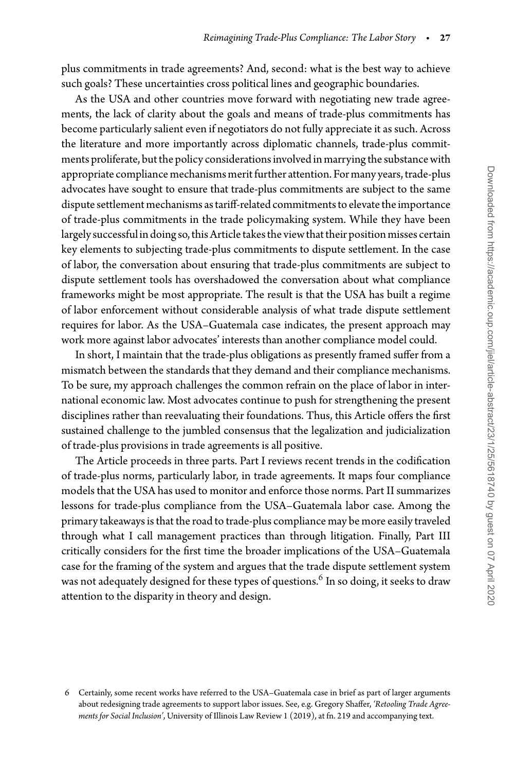plus commitments in trade agreements? And, second: what is the best way to achieve such goals? These uncertainties cross political lines and geographic boundaries.

As the USA and other countries move forward with negotiating new trade agreements, the lack of clarity about the goals and means of trade-plus commitments has become particularly salient even if negotiators do not fully appreciate it as such. Across the literature and more importantly across diplomatic channels, trade-plus commitments proliferate, but the policy considerations involved in marrying the substance with appropriate compliance mechanisms merit further attention. For many years, trade-plus advocates have sought to ensure that trade-plus commitments are subject to the same dispute settlement mechanisms as tariff-related commitments to elevate the importance of trade-plus commitments in the trade policymaking system. While they have been largely successful in doing so, this Article takes the view that their position misses certain key elements to subjecting trade-plus commitments to dispute settlement. In the case of labor, the conversation about ensuring that trade-plus commitments are subject to dispute settlement tools has overshadowed the conversation about what compliance frameworks might be most appropriate. The result is that the USA has built a regime of labor enforcement without considerable analysis of what trade dispute settlement requires for labor. As the USA–Guatemala case indicates, the present approach may work more against labor advocates' interests than another compliance model could.

In short, I maintain that the trade-plus obligations as presently framed suffer from a mismatch between the standards that they demand and their compliance mechanisms. To be sure, my approach challenges the common refrain on the place of labor in international economic law. Most advocates continue to push for strengthening the present disciplines rather than reevaluating their foundations. Thus, this Article offers the first sustained challenge to the jumbled consensus that the legalization and judicialization of trade-plus provisions in trade agreements is all positive.

The Article proceeds in three parts. Part I reviews recent trends in the codification of trade-plus norms, particularly labor, in trade agreements. It maps four compliance models that the USA has used to monitor and enforce those norms. Part II summarizes lessons for trade-plus compliance from the USA–Guatemala labor case. Among the primary takeaways is that the road to trade-plus compliance may be more easily traveled through what I call management practices than through litigation. Finally, Part III critically considers for the first time the broader implications of the USA–Guatemala case for the framing of the system and argues that the trade dispute settlement system was not adequately designed for these types of questions.[6] In so doing, it seeks to draw attention to the disparity in theory and design.

6 Certainly, some recent works have referred to the USA–Guatemala case in brief as part of larger arguments about redesigning trade agreements to support labor issues. See, e.g. Gregory Shaffer, *'Retooling Trade Agreements for Social Inclusion'*, University of Illinois Law Review 1 (2019), at fn. 219 and accompanying text.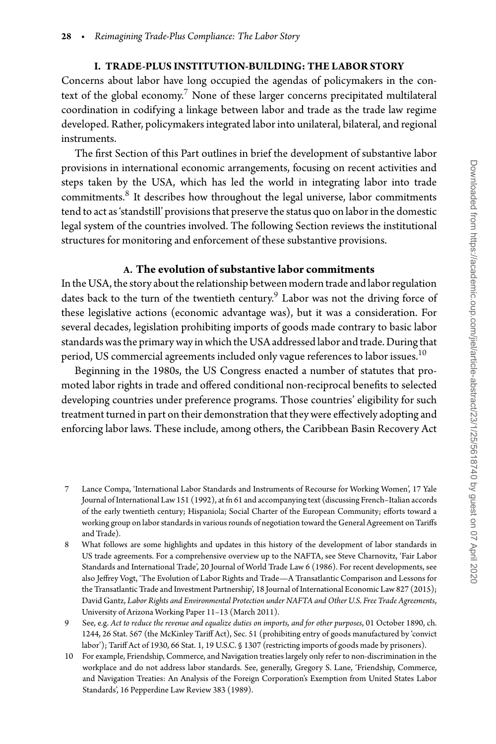## I. TRADE-PLUS INSTITUTION-BUILDING: THE LABOR STORY

Concerns about labor have long occupied the agendas of policymakers in the context of the global economy.[7] None of these larger concerns precipitated multilateral coordination in codifying a linkage between labor and trade as the trade law regime developed. Rather, policymakers integrated labor into unilateral, bilateral, and regional instruments.

The first Section of this Part outlines in brief the development of substantive labor provisions in international economic arrangements, focusing on recent activities and steps taken by the USA, which has led the world in integrating labor into trade commitments.[8] It describes how throughout the legal universe, labor commitments tend to act as 'standstill' provisions that preserve the status quo on labor in the domestic legal system of the countries involved. The following Section reviews the institutional structures for monitoring and enforcement of these substantive provisions.

### A. The evolution of substantive labor commitments

In the USA, the story about the relationship between modern trade and labor regulation dates back to the turn of the twentieth century.[9] Labor was not the driving force of these legislative actions (economic advantage was), but it was a consideration. For several decades, legislation prohibiting imports of goods made contrary to basic labor standards was the primary way in which the USA addressed labor and trade. During that period, US commercial agreements included only vague references to labor issues.[10]

Beginning in the 1980s, the US Congress enacted a number of statutes that promoted labor rights in trade and offered conditional non-reciprocal benefits to selected developing countries under preference programs. Those countries' eligibility for such treatment turned in part on their demonstration that they were effectively adopting and enforcing labor laws. These include, among others, the Caribbean Basin Recovery Act

7 Lance Compa, 'International Labor Standards and Instruments of Recourse for Working Women', 17 Yale Journal of International Law 151 (1992), at fn 61 and accompanying text (discussing French–Italian accords of the early twentieth century; Hispaniola; Social Charter of the European Community; efforts toward a working group on labor standards in various rounds of negotiation toward the General Agreement on Tariffs and Trade).

8 What follows are some highlights and updates in this history of the development of labor standards in US trade agreements. For a comprehensive overview up to the NAFTA, see Steve Charnovitz, 'Fair Labor Standards and International Trade', 20 Journal of World Trade Law 6 (1986). For recent developments, see also Jeffrey Vogt, 'The Evolution of Labor Rights and Trade—A Transatlantic Comparison and Lessons for the Transatlantic Trade and Investment Partnership', 18 Journal of International Economic Law 827 (2015); David Gantz, *Labor Rights and Environmental Protection under NAFTA and Other U.S. Free Trade Agreements*, University of Arizona Working Paper 11–13 (March 2011).

9 See, e.g. *Act to reduce the revenue and equalize duties on imports, and for other purposes*, 01 October 1890, ch. 1244, 26 Stat. 567 (the McKinley Tariff Act), Sec. 51 (prohibiting entry of goods manufactured by 'convict labor'); Tariff Act of 1930, 66 Stat. 1, 19 U.S.C. § 1307 (restricting imports of goods made by prisoners).

10 For example, Friendship, Commerce, and Navigation treaties largely only refer to non-discrimination in the workplace and do not address labor standards. See, generally, Gregory S. Lane, 'Friendship, Commerce, and Navigation Treaties: An Analysis of the Foreign Corporation's Exemption from United States Labor Standards', 16 Pepperdine Law Review 383 (1989).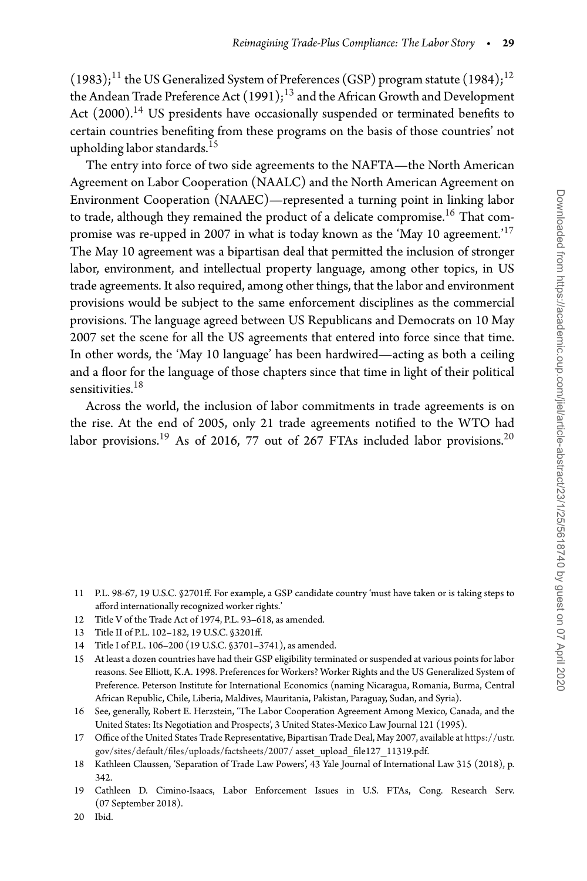(1983);[11] the US Generalized System of Preferences (GSP) program statute (1984);[12] the Andean Trade Preference Act (1991);[13] and the African Growth and Development Act (2000).[14] US presidents have occasionally suspended or terminated benefits to certain countries benefiting from these programs on the basis of those countries' not upholding labor standards.[15]

The entry into force of two side agreements to the NAFTA—the North American Agreement on Labor Cooperation (NAALC) and the North American Agreement on Environment Cooperation (NAAEC)—represented a turning point in linking labor to trade, although they remained the product of a delicate compromise.[16] That compromise was re-upped in 2007 in what is today known as the 'May 10 agreement.'[17] The May 10 agreement was a bipartisan deal that permitted the inclusion of stronger labor, environment, and intellectual property language, among other topics, in US trade agreements. It also required, among other things, that the labor and environment provisions would be subject to the same enforcement disciplines as the commercial provisions. The language agreed between US Republicans and Democrats on 10 May 2007 set the scene for all the US agreements that entered into force since that time. In other words, the 'May 10 language' has been hardwired—acting as both a ceiling and a floor for the language of those chapters since that time in light of their political sensitivities.[18]

Across the world, the inclusion of labor commitments in trade agreements is on the rise. At the end of 2005, only 21 trade agreements notified to the WTO had labor provisions.[19] As of 2016, 77 out of 267 FTAs included labor provisions.[20]

---

11 P.L. 98-67, 19 U.S.C. §2701ff. For example, a GSP candidate country 'must have taken or is taking steps to afford internationally recognized worker rights.'

12 Title V of the Trade Act of 1974, P.L. 93–618, as amended.

13 Title II of P.L. 102–182, 19 U.S.C. §3201ff.

14 Title I of P.L. 106–200 (19 U.S.C. §3701–3741), as amended.

15 At least a dozen countries have had their GSP eligibility terminated or suspended at various points for labor reasons. See Elliott, K.A. 1998. Preferences for Workers? Worker Rights and the US Generalized System of Preference. Peterson Institute for International Economics (naming Nicaragua, Romania, Burma, Central African Republic, Chile, Liberia, Maldives, Mauritania, Pakistan, Paraguay, Sudan, and Syria).

16 See, generally, Robert E. Herzstein, 'The Labor Cooperation Agreement Among Mexico, Canada, and the United States: Its Negotiation and Prospects', 3 United States-Mexico Law Journal 121 (1995).

17 Office of the United States Trade Representative, Bipartisan Trade Deal, May 2007, available at https://ustr.gov/sites/default/files/uploads/factsheets/2007/ asset_upload_file127_11319.pdf.

18 Kathleen Claussen, 'Separation of Trade Law Powers', 43 Yale Journal of International Law 315 (2018), p. 342.

19 Cathleen D. Cimino-Isaacs, Labor Enforcement Issues in U.S. FTAs, Cong. Research Serv. (07 September 2018).

20 Ibid.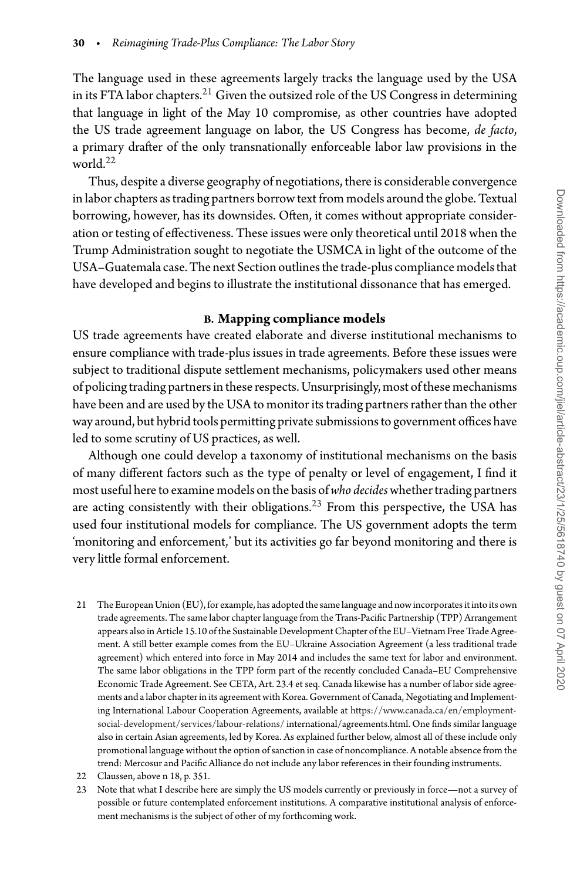The language used in these agreements largely tracks the language used by the USA in its FTA labor chapters.[21] Given the outsized role of the US Congress in determining that language in light of the May 10 compromise, as other countries have adopted the US trade agreement language on labor, the US Congress has become, *de facto*, a primary drafter of the only transnationally enforceable labor law provisions in the world.[22]

Thus, despite a diverse geography of negotiations, there is considerable convergence in labor chapters as trading partners borrow text from models around the globe. Textual borrowing, however, has its downsides. Often, it comes without appropriate consideration or testing of effectiveness. These issues were only theoretical until 2018 when the Trump Administration sought to negotiate the USMCA in light of the outcome of the USA–Guatemala case. The next Section outlines the trade-plus compliance models that have developed and begins to illustrate the institutional dissonance that has emerged.

### B. Mapping compliance models

US trade agreements have created elaborate and diverse institutional mechanisms to ensure compliance with trade-plus issues in trade agreements. Before these issues were subject to traditional dispute settlement mechanisms, policymakers used other means of policing trading partners in these respects. Unsurprisingly, most of these mechanisms have been and are used by the USA to monitor its trading partners rather than the other way around, but hybrid tools permitting private submissions to government offices have led to some scrutiny of US practices, as well.

Although one could develop a taxonomy of institutional mechanisms on the basis of many different factors such as the type of penalty or level of engagement, I find it most useful here to examine models on the basis of *who decides* whether trading partners are acting consistently with their obligations.[23] From this perspective, the USA has used four institutional models for compliance. The US government adopts the term 'monitoring and enforcement,' but its activities go far beyond monitoring and there is very little formal enforcement.

21 The European Union (EU), for example, has adopted the same language and now incorporates it into its own trade agreements. The same labor chapter language from the Trans-Pacific Partnership (TPP) Arrangement appears also in Article 15.10 of the Sustainable Development Chapter of the EU–Vietnam Free Trade Agreement. A still better example comes from the EU–Ukraine Association Agreement (a less traditional trade agreement) which entered into force in May 2014 and includes the same text for labor and environment. The same labor obligations in the TPP form part of the recently concluded Canada–EU Comprehensive Economic Trade Agreement. See CETA, Art. 23.4 et seq. Canada likewise has a number of labor side agreements and a labor chapter in its agreement with Korea. Government of Canada, Negotiating and Implementing International Labour Cooperation Agreements, available at https://www.canada.ca/en/employment-social-development/services/labour-relations/ international/agreements.html. One finds similar language also in certain Asian agreements, led by Korea. As explained further below, almost all of these include only promotional language without the option of sanction in case of noncompliance. A notable absence from the trend: Mercosur and Pacific Alliance do not include any labor references in their founding instruments.

22 Claussen, above n 18, p. 351.

23 Note that what I describe here are simply the US models currently or previously in force—not a survey of possible or future contemplated enforcement institutions. A comparative institutional analysis of enforcement mechanisms is the subject of other of my forthcoming work.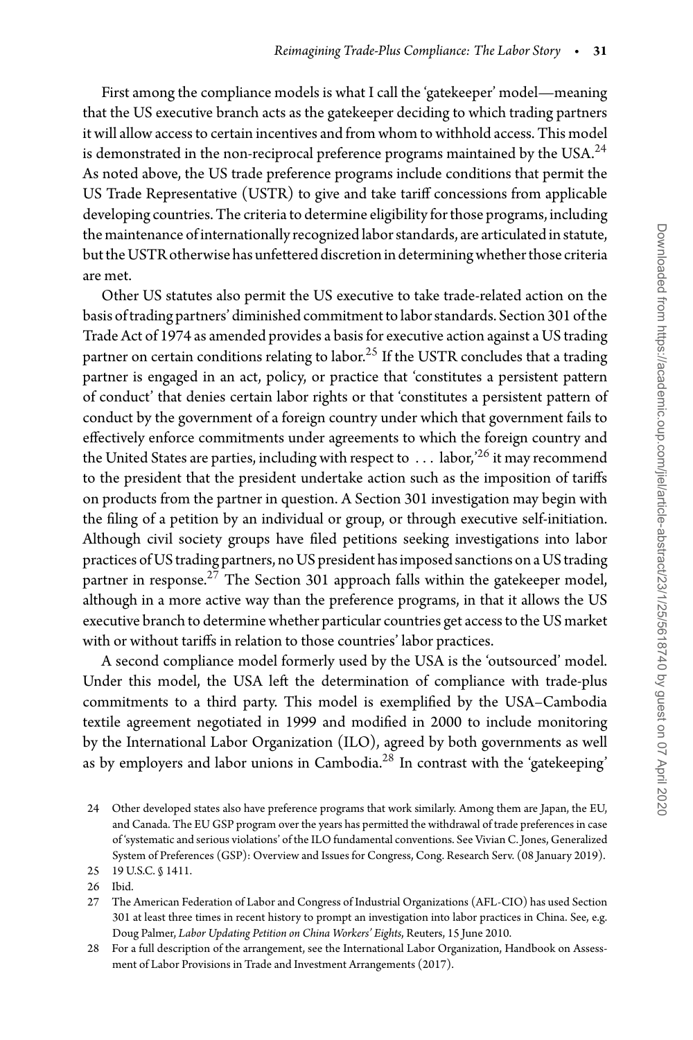First among the compliance models is what I call the 'gatekeeper' model—meaning that the US executive branch acts as the gatekeeper deciding to which trading partners it will allow access to certain incentives and from whom to withhold access. This model is demonstrated in the non-reciprocal preference programs maintained by the USA.[24] As noted above, the US trade preference programs include conditions that permit the US Trade Representative (USTR) to give and take tariff concessions from applicable developing countries. The criteria to determine eligibility for those programs, including the maintenance of internationally recognized labor standards, are articulated in statute, but the USTR otherwise has unfettered discretion in determining whether those criteria are met.

Other US statutes also permit the US executive to take trade-related action on the basis of trading partners' diminished commitment to labor standards. Section 301 of the Trade Act of 1974 as amended provides a basis for executive action against a US trading partner on certain conditions relating to labor.[25] If the USTR concludes that a trading partner is engaged in an act, policy, or practice that 'constitutes a persistent pattern of conduct' that denies certain labor rights or that 'constitutes a persistent pattern of conduct by the government of a foreign country under which that government fails to effectively enforce commitments under agreements to which the foreign country and the United States are parties, including with respect to . . . labor,'[26] it may recommend to the president that the president undertake action such as the imposition of tariffs on products from the partner in question. A Section 301 investigation may begin with the filing of a petition by an individual or group, or through executive self-initiation. Although civil society groups have filed petitions seeking investigations into labor practices of US trading partners, no US president has imposed sanctions on a US trading partner in response.[27] The Section 301 approach falls within the gatekeeper model, although in a more active way than the preference programs, in that it allows the US executive branch to determine whether particular countries get access to the US market with or without tariffs in relation to those countries' labor practices.

A second compliance model formerly used by the USA is the 'outsourced' model. Under this model, the USA left the determination of compliance with trade-plus commitments to a third party. This model is exemplified by the USA–Cambodia textile agreement negotiated in 1999 and modified in 2000 to include monitoring by the International Labor Organization (ILO), agreed by both governments as well as by employers and labor unions in Cambodia.[28] In contrast with the 'gatekeeping'

24 Other developed states also have preference programs that work similarly. Among them are Japan, the EU, and Canada. The EU GSP program over the years has permitted the withdrawal of trade preferences in case of 'systematic and serious violations' of the ILO fundamental conventions. See Vivian C. Jones, Generalized System of Preferences (GSP): Overview and Issues for Congress, Cong. Research Serv. (08 January 2019).

25 19 U.S.C. § 1411.

26 Ibid.

27 The American Federation of Labor and Congress of Industrial Organizations (AFL-CIO) has used Section 301 at least three times in recent history to prompt an investigation into labor practices in China. See, e.g. Doug Palmer, *Labor Updating Petition on China Workers' Eights*, Reuters, 15 June 2010.

28 For a full description of the arrangement, see the International Labor Organization, Handbook on Assessment of Labor Provisions in Trade and Investment Arrangements (2017).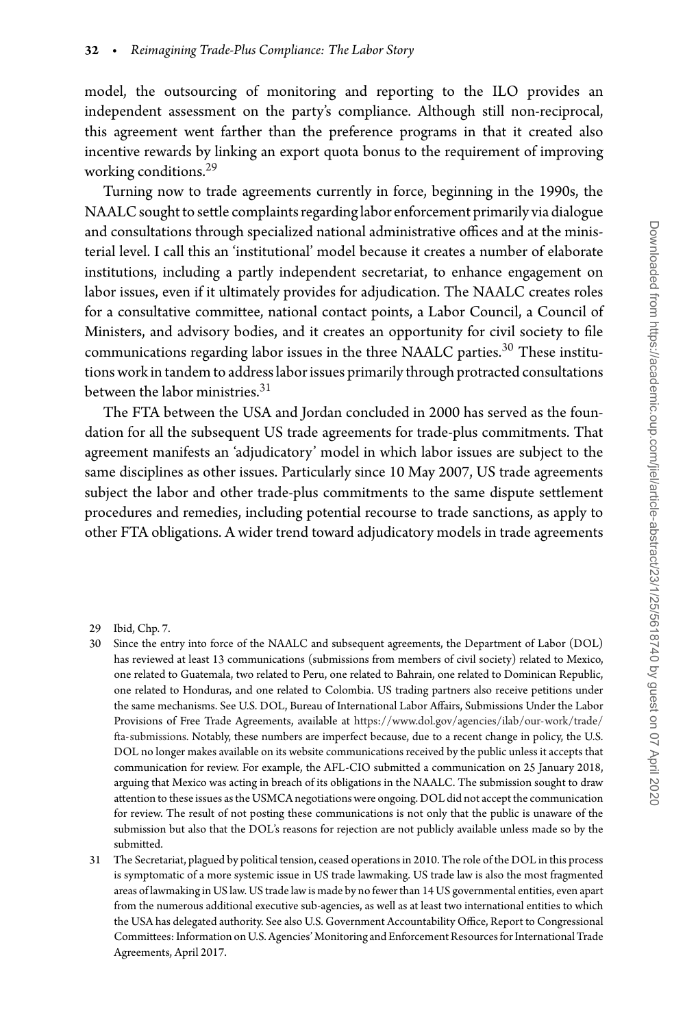model, the outsourcing of monitoring and reporting to the ILO provides an independent assessment on the party's compliance. Although still non-reciprocal, this agreement went farther than the preference programs in that it created also incentive rewards by linking an export quota bonus to the requirement of improving working conditions.[29]

Turning now to trade agreements currently in force, beginning in the 1990s, the NAALC sought to settle complaints regarding labor enforcement primarily via dialogue and consultations through specialized national administrative offices and at the ministerial level. I call this an 'institutional' model because it creates a number of elaborate institutions, including a partly independent secretariat, to enhance engagement on labor issues, even if it ultimately provides for adjudication. The NAALC creates roles for a consultative committee, national contact points, a Labor Council, a Council of Ministers, and advisory bodies, and it creates an opportunity for civil society to file communications regarding labor issues in the three NAALC parties.[30] These institutions work in tandem to address labor issues primarily through protracted consultations between the labor ministries.[31]

The FTA between the USA and Jordan concluded in 2000 has served as the foundation for all the subsequent US trade agreements for trade-plus commitments. That agreement manifests an 'adjudicatory' model in which labor issues are subject to the same disciplines as other issues. Particularly since 10 May 2007, US trade agreements subject the labor and other trade-plus commitments to the same dispute settlement procedures and remedies, including potential recourse to trade sanctions, as apply to other FTA obligations. A wider trend toward adjudicatory models in trade agreements

29 Ibid, Chp. 7.

30 Since the entry into force of the NAALC and subsequent agreements, the Department of Labor (DOL) has reviewed at least 13 communications (submissions from members of civil society) related to Mexico, one related to Guatemala, two related to Peru, one related to Bahrain, one related to Dominican Republic, one related to Honduras, and one related to Colombia. US trading partners also receive petitions under the same mechanisms. See U.S. DOL, Bureau of International Labor Affairs, Submissions Under the Labor Provisions of Free Trade Agreements, available at https://www.dol.gov/agencies/ilab/our-work/trade/fta-submissions. Notably, these numbers are imperfect because, due to a recent change in policy, the U.S. DOL no longer makes available on its website communications received by the public unless it accepts that communication for review. For example, the AFL-CIO submitted a communication on 25 January 2018, arguing that Mexico was acting in breach of its obligations in the NAALC. The submission sought to draw attention to these issues as the USMCA negotiations were ongoing. DOL did not accept the communication for review. The result of not posting these communications is not only that the public is unaware of the submission but also that the DOL's reasons for rejection are not publicly available unless made so by the submitted.

31 The Secretariat, plagued by political tension, ceased operations in 2010. The role of the DOL in this process is symptomatic of a more systemic issue in US trade lawmaking. US trade law is also the most fragmented areas of lawmaking in US law. US trade law is made by no fewer than 14 US governmental entities, even apart from the numerous additional executive sub-agencies, as well as at least two international entities to which the USA has delegated authority. See also U.S. Government Accountability Office, Report to Congressional Committees: Information on U.S. Agencies' Monitoring and Enforcement Resources for International Trade Agreements, April 2017.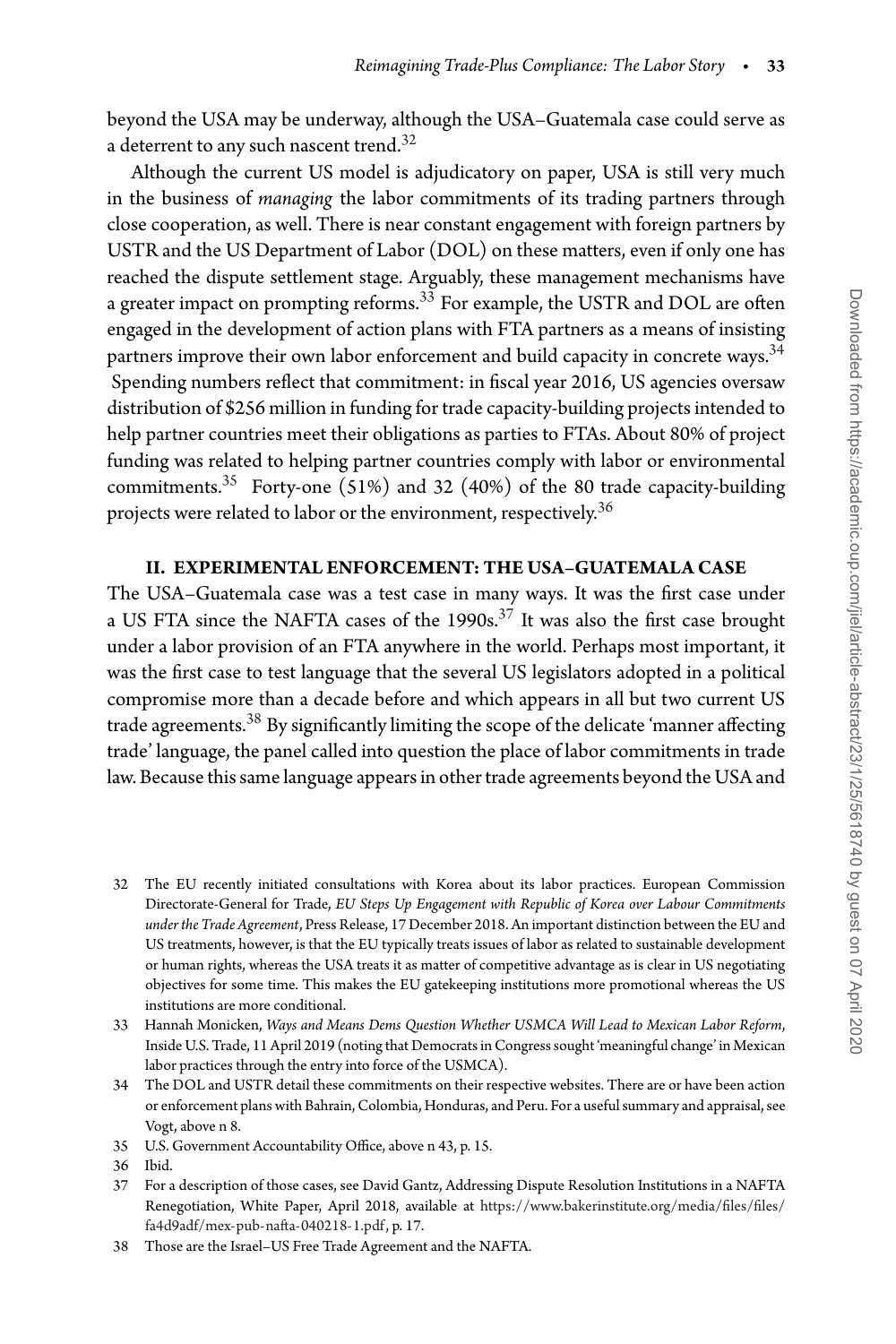beyond the USA may be underway, although the USA–Guatemala case could serve as a deterrent to any such nascent trend.[32]

Although the current US model is adjudicatory on paper, USA is still very much in the business of *managing* the labor commitments of its trading partners through close cooperation, as well. There is near constant engagement with foreign partners by USTR and the US Department of Labor (DOL) on these matters, even if only one has reached the dispute settlement stage. Arguably, these management mechanisms have a greater impact on prompting reforms.[33] For example, the USTR and DOL are often engaged in the development of action plans with FTA partners as a means of insisting partners improve their own labor enforcement and build capacity in concrete ways.[34] Spending numbers reflect that commitment: in fiscal year 2016, US agencies oversaw distribution of $256 million in funding for trade capacity-building projects intended to help partner countries meet their obligations as parties to FTAs. About 80% of project funding was related to helping partner countries comply with labor or environmental commitments.[35] Forty-one (51%) and 32 (40%) of the 80 trade capacity-building projects were related to labor or the environment, respectively.[36]

## II. EXPERIMENTAL ENFORCEMENT: THE USA–GUATEMALA CASE

The USA–Guatemala case was a test case in many ways. It was the first case under a US FTA since the NAFTA cases of the 1990s.[37] It was also the first case brought under a labor provision of an FTA anywhere in the world. Perhaps most important, it was the first case to test language that the several US legislators adopted in a political compromise more than a decade before and which appears in all but two current US trade agreements.[38] By significantly limiting the scope of the delicate 'manner affecting trade' language, the panel called into question the place of labor commitments in trade law. Because this same language appears in other trade agreements beyond the USA and

---

32 The EU recently initiated consultations with Korea about its labor practices. European Commission Directorate-General for Trade, *EU Steps Up Engagement with Republic of Korea over Labour Commitments under the Trade Agreement*, Press Release, 17 December 2018. An important distinction between the EU and US treatments, however, is that the EU typically treats issues of labor as related to sustainable development or human rights, whereas the USA treats it as matter of competitive advantage as is clear in US negotiating objectives for some time. This makes the EU gatekeeping institutions more promotional whereas the US institutions are more conditional.

33 Hannah Monicken, *Ways and Means Dems Question Whether USMCA Will Lead to Mexican Labor Reform*, Inside U.S. Trade, 11 April 2019 (noting that Democrats in Congress sought 'meaningful change' in Mexican labor practices through the entry into force of the USMCA).

34 The DOL and USTR detail these commitments on their respective websites. There are or have been action or enforcement plans with Bahrain, Colombia, Honduras, and Peru. For a useful summary and appraisal, see Vogt, above n 8.

35 U.S. Government Accountability Office, above n 43, p. 15.

36 Ibid.

37 For a description of those cases, see David Gantz, Addressing Dispute Resolution Institutions in a NAFTA Renegotiation, White Paper, April 2018, available at https://www.bakerinstitute.org/media/files/files/fa4d9adf/mex-pub-nafta-040218-1.pdf, p. 17.

38 Those are the Israel–US Free Trade Agreement and the NAFTA.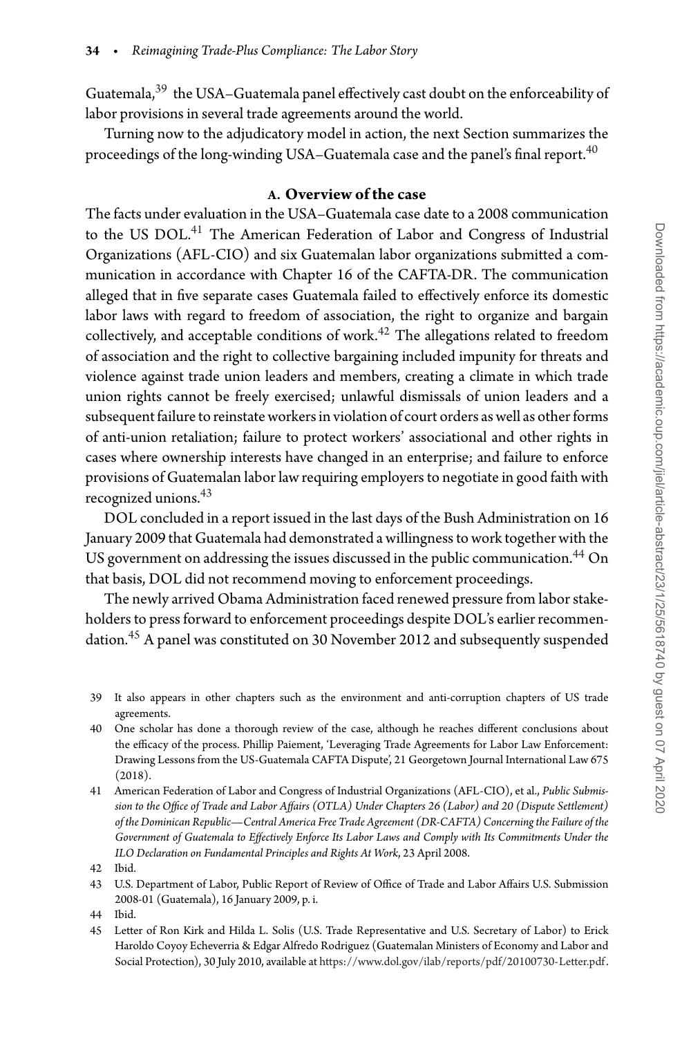Guatemala,[39] the USA–Guatemala panel effectively cast doubt on the enforceability of labor provisions in several trade agreements around the world.

Turning now to the adjudicatory model in action, the next Section summarizes the proceedings of the long-winding USA–Guatemala case and the panel's final report.[40]

### A. Overview of the case

The facts under evaluation in the USA–Guatemala case date to a 2008 communication to the US DOL.[41] The American Federation of Labor and Congress of Industrial Organizations (AFL-CIO) and six Guatemalan labor organizations submitted a communication in accordance with Chapter 16 of the CAFTA-DR. The communication alleged that in five separate cases Guatemala failed to effectively enforce its domestic labor laws with regard to freedom of association, the right to organize and bargain collectively, and acceptable conditions of work.[42] The allegations related to freedom of association and the right to collective bargaining included impunity for threats and violence against trade union leaders and members, creating a climate in which trade union rights cannot be freely exercised; unlawful dismissals of union leaders and a subsequent failure to reinstate workers in violation of court orders as well as other forms of anti-union retaliation; failure to protect workers' associational and other rights in cases where ownership interests have changed in an enterprise; and failure to enforce provisions of Guatemalan labor law requiring employers to negotiate in good faith with recognized unions.[43]

DOL concluded in a report issued in the last days of the Bush Administration on 16 January 2009 that Guatemala had demonstrated a willingness to work together with the US government on addressing the issues discussed in the public communication.[44] On that basis, DOL did not recommend moving to enforcement proceedings.

The newly arrived Obama Administration faced renewed pressure from labor stakeholders to press forward to enforcement proceedings despite DOL's earlier recommendation.[45] A panel was constituted on 30 November 2012 and subsequently suspended

39 It also appears in other chapters such as the environment and anti-corruption chapters of US trade agreements.

40 One scholar has done a thorough review of the case, although he reaches different conclusions about the efficacy of the process. Phillip Paiement, 'Leveraging Trade Agreements for Labor Law Enforcement: Drawing Lessons from the US-Guatemala CAFTA Dispute', 21 Georgetown Journal International Law 675 (2018).

41 American Federation of Labor and Congress of Industrial Organizations (AFL-CIO), et al., *Public Submission to the Office of Trade and Labor Affairs (OTLA) Under Chapters 26 (Labor) and 20 (Dispute Settlement) of the Dominican Republic—Central America Free Trade Agreement (DR-CAFTA) Concerning the Failure of the Government of Guatemala to Effectively Enforce Its Labor Laws and Comply with Its Commitments Under the ILO Declaration on Fundamental Principles and Rights At Work*, 23 April 2008.

42 Ibid.

43 U.S. Department of Labor, Public Report of Review of Office of Trade and Labor Affairs U.S. Submission 2008-01 (Guatemala), 16 January 2009, p. i.

44 Ibid.

45 Letter of Ron Kirk and Hilda L. Solis (U.S. Trade Representative and U.S. Secretary of Labor) to Erick Haroldo Coyoy Echeverria & Edgar Alfredo Rodriguez (Guatemalan Ministers of Economy and Labor and Social Protection), 30 July 2010, available at https://www.dol.gov/ilab/reports/pdf/20100730-Letter.pdf.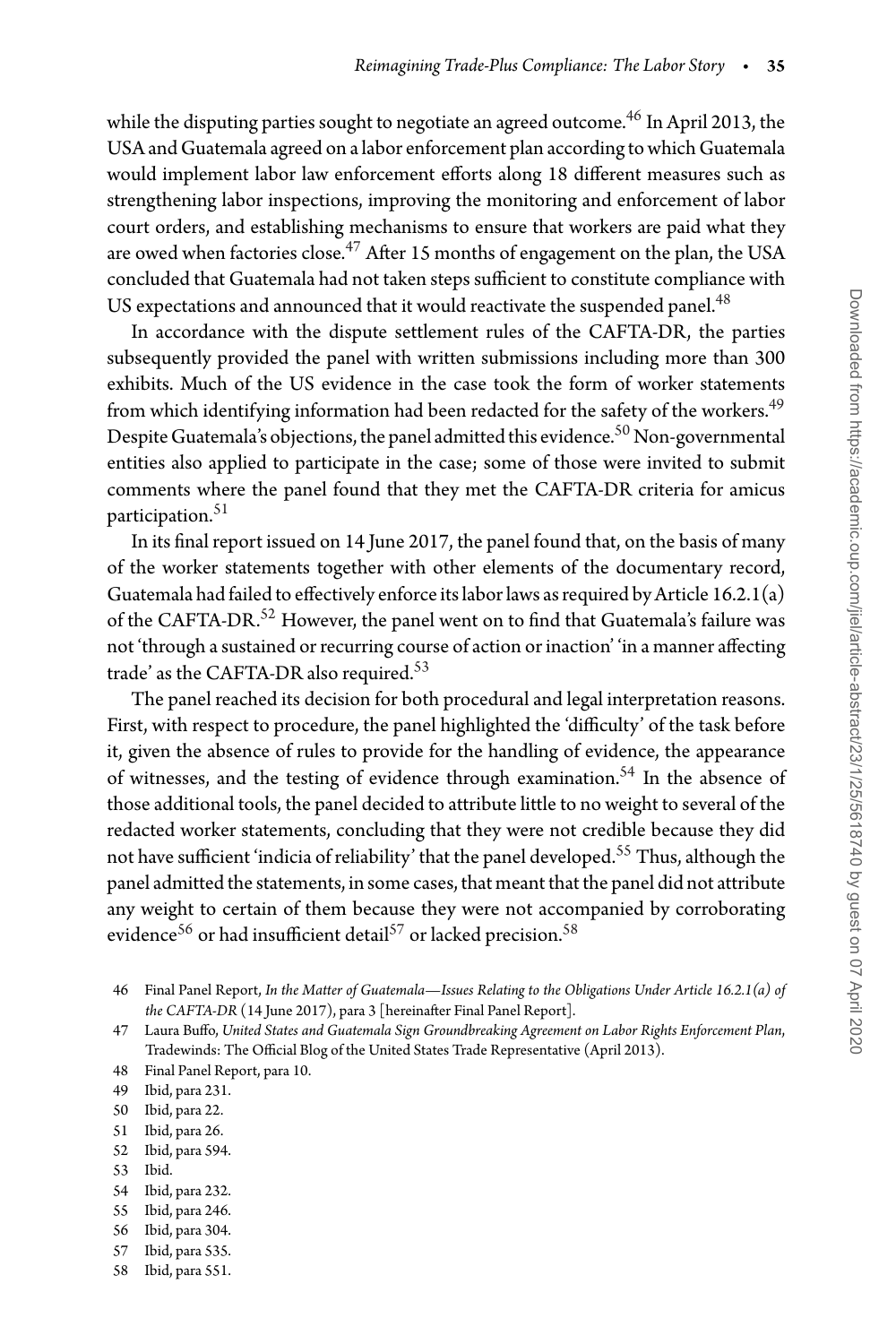while the disputing parties sought to negotiate an agreed outcome.[46] In April 2013, the USA and Guatemala agreed on a labor enforcement plan according to which Guatemala would implement labor law enforcement efforts along 18 different measures such as strengthening labor inspections, improving the monitoring and enforcement of labor court orders, and establishing mechanisms to ensure that workers are paid what they are owed when factories close.[47] After 15 months of engagement on the plan, the USA concluded that Guatemala had not taken steps sufficient to constitute compliance with US expectations and announced that it would reactivate the suspended panel.[48]

In accordance with the dispute settlement rules of the CAFTA-DR, the parties subsequently provided the panel with written submissions including more than 300 exhibits. Much of the US evidence in the case took the form of worker statements from which identifying information had been redacted for the safety of the workers.[49] Despite Guatemala's objections, the panel admitted this evidence.[50] Non-governmental entities also applied to participate in the case; some of those were invited to submit comments where the panel found that they met the CAFTA-DR criteria for amicus participation.[51]

In its final report issued on 14 June 2017, the panel found that, on the basis of many of the worker statements together with other elements of the documentary record, Guatemala had failed to effectively enforce its labor laws as required by Article 16.2.1(a) of the CAFTA-DR.[52] However, the panel went on to find that Guatemala's failure was not 'through a sustained or recurring course of action or inaction' 'in a manner affecting trade' as the CAFTA-DR also required.[53]

The panel reached its decision for both procedural and legal interpretation reasons. First, with respect to procedure, the panel highlighted the 'difficulty' of the task before it, given the absence of rules to provide for the handling of evidence, the appearance of witnesses, and the testing of evidence through examination.[54] In the absence of those additional tools, the panel decided to attribute little to no weight to several of the redacted worker statements, concluding that they were not credible because they did not have sufficient 'indicia of reliability' that the panel developed.[55] Thus, although the panel admitted the statements, in some cases, that meant that the panel did not attribute any weight to certain of them because they were not accompanied by corroborating evidence[56] or had insufficient detail[57] or lacked precision.[58]

46 Final Panel Report, *In the Matter of Guatemala—Issues Relating to the Obligations Under Article 16.2.1(a) of the CAFTA-DR* (14 June 2017), para 3 [hereinafter Final Panel Report].

47 Laura Buffo, *United States and Guatemala Sign Groundbreaking Agreement on Labor Rights Enforcement Plan*, Tradewinds: The Official Blog of the United States Trade Representative (April 2013).

48 Final Panel Report, para 10.

49 Ibid, para 231.

50 Ibid, para 22.

51 Ibid, para 26.

52 Ibid, para 594.

53 Ibid.

54 Ibid, para 232.

55 Ibid, para 246.

56 Ibid, para 304.

57 Ibid, para 535.

58 Ibid, para 551.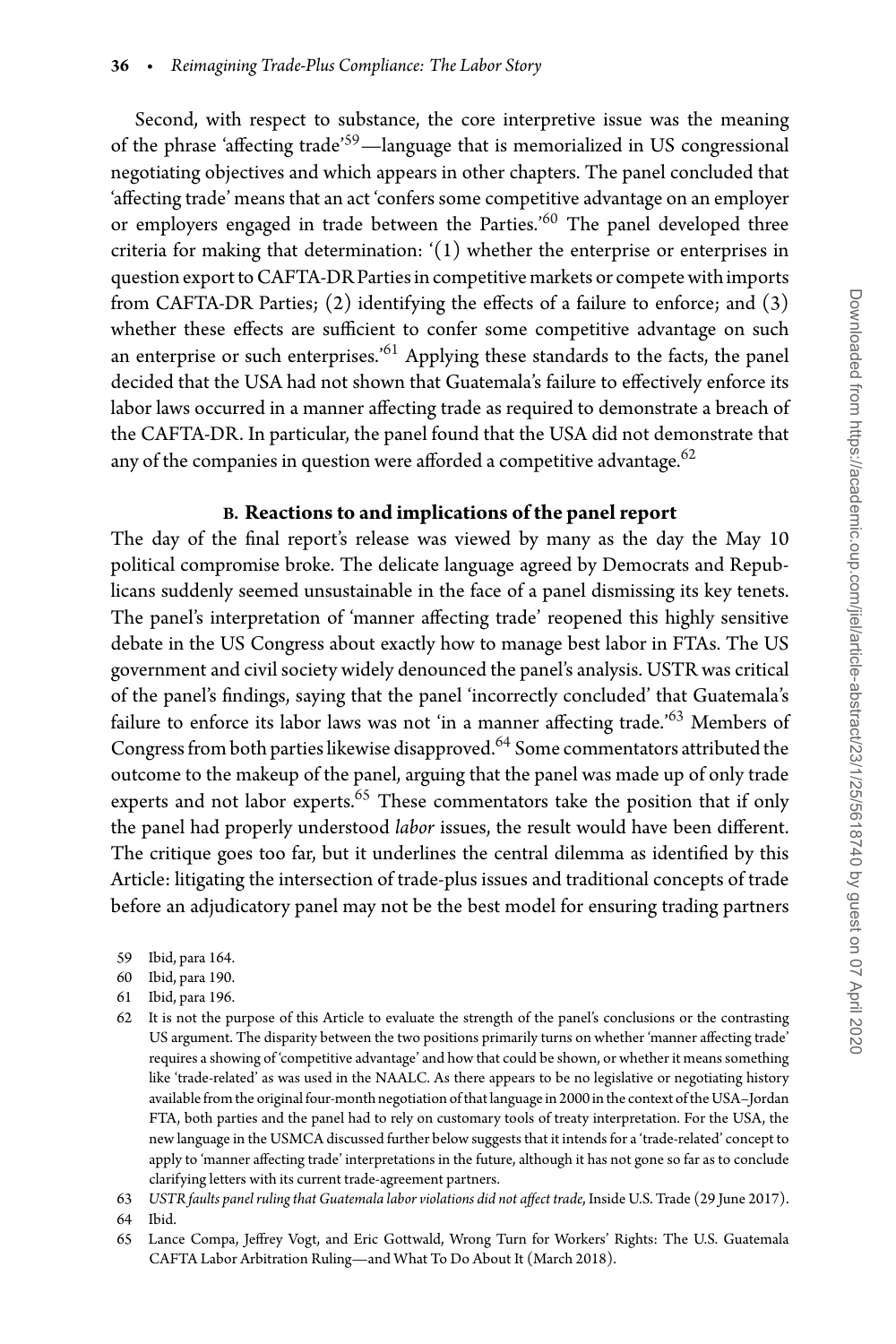Second, with respect to substance, the core interpretive issue was the meaning of the phrase 'affecting trade'[59]—language that is memorialized in US congressional negotiating objectives and which appears in other chapters. The panel concluded that 'affecting trade' means that an act 'confers some competitive advantage on an employer or employers engaged in trade between the Parties.'[60] The panel developed three criteria for making that determination: '(1) whether the enterprise or enterprises in question export to CAFTA-DR Parties in competitive markets or compete with imports from CAFTA-DR Parties; (2) identifying the effects of a failure to enforce; and (3) whether these effects are sufficient to confer some competitive advantage on such an enterprise or such enterprises.'[61] Applying these standards to the facts, the panel decided that the USA had not shown that Guatemala's failure to effectively enforce its labor laws occurred in a manner affecting trade as required to demonstrate a breach of the CAFTA-DR. In particular, the panel found that the USA did not demonstrate that any of the companies in question were afforded a competitive advantage.[62]

### B. Reactions to and implications of the panel report

The day of the final report's release was viewed by many as the day the May 10 political compromise broke. The delicate language agreed by Democrats and Republicans suddenly seemed unsustainable in the face of a panel dismissing its key tenets. The panel's interpretation of 'manner affecting trade' reopened this highly sensitive debate in the US Congress about exactly how to manage best labor in FTAs. The US government and civil society widely denounced the panel's analysis. USTR was critical of the panel's findings, saying that the panel 'incorrectly concluded' that Guatemala's failure to enforce its labor laws was not 'in a manner affecting trade.'[63] Members of Congress from both parties likewise disapproved.[64] Some commentators attributed the outcome to the makeup of the panel, arguing that the panel was made up of only trade experts and not labor experts.[65] These commentators take the position that if only the panel had properly understood *labor* issues, the result would have been different. The critique goes too far, but it underlines the central dilemma as identified by this Article: litigating the intersection of trade-plus issues and traditional concepts of trade before an adjudicatory panel may not be the best model for ensuring trading partners

59 Ibid, para 164.

60 Ibid, para 190.

61 Ibid, para 196.

62 It is not the purpose of this Article to evaluate the strength of the panel's conclusions or the contrasting US argument. The disparity between the two positions primarily turns on whether 'manner affecting trade' requires a showing of 'competitive advantage' and how that could be shown, or whether it means something like 'trade-related' as was used in the NAALC. As there appears to be no legislative or negotiating history available from the original four-month negotiation of that language in 2000 in the context of the USA–Jordan FTA, both parties and the panel had to rely on customary tools of treaty interpretation. For the USA, the new language in the USMCA discussed further below suggests that it intends for a 'trade-related' concept to apply to 'manner affecting trade' interpretations in the future, although it has not gone so far as to conclude clarifying letters with its current trade-agreement partners.

63 *USTR faults panel ruling that Guatemala labor violations did not affect trade*, Inside U.S. Trade (29 June 2017).

64 Ibid.

65 Lance Compa, Jeffrey Vogt, and Eric Gottwald, Wrong Turn for Workers' Rights: The U.S. Guatemala CAFTA Labor Arbitration Ruling—and What To Do About It (March 2018).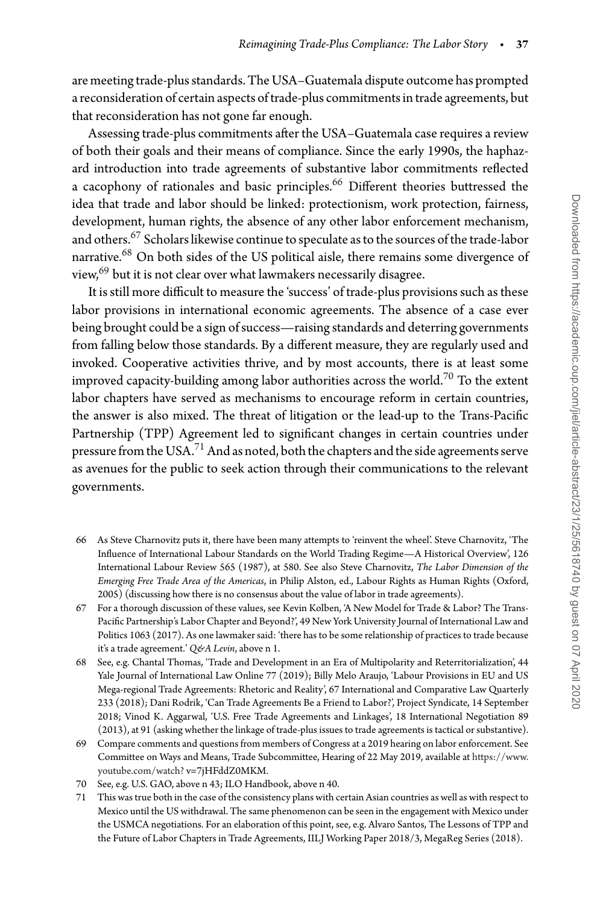are meeting trade-plus standards. The USA–Guatemala dispute outcome has prompted a reconsideration of certain aspects of trade-plus commitments in trade agreements, but that reconsideration has not gone far enough.

Assessing trade-plus commitments after the USA–Guatemala case requires a review of both their goals and their means of compliance. Since the early 1990s, the haphazard introduction into trade agreements of substantive labor commitments reflected a cacophony of rationales and basic principles.[66] Different theories buttressed the idea that trade and labor should be linked: protectionism, work protection, fairness, development, human rights, the absence of any other labor enforcement mechanism, and others.[67] Scholars likewise continue to speculate as to the sources of the trade-labor narrative.[68] On both sides of the US political aisle, there remains some divergence of view,[69] but it is not clear over what lawmakers necessarily disagree.

It is still more difficult to measure the 'success' of trade-plus provisions such as these labor provisions in international economic agreements. The absence of a case ever being brought could be a sign of success—raising standards and deterring governments from falling below those standards. By a different measure, they are regularly used and invoked. Cooperative activities thrive, and by most accounts, there is at least some improved capacity-building among labor authorities across the world.[70] To the extent labor chapters have served as mechanisms to encourage reform in certain countries, the answer is also mixed. The threat of litigation or the lead-up to the Trans-Pacific Partnership (TPP) Agreement led to significant changes in certain countries under pressure from the USA.[71] And as noted, both the chapters and the side agreements serve as avenues for the public to seek action through their communications to the relevant governments.

66 As Steve Charnovitz puts it, there have been many attempts to 'reinvent the wheel'. Steve Charnovitz, 'The Influence of International Labour Standards on the World Trading Regime—A Historical Overview', 126 International Labour Review 565 (1987), at 580. See also Steve Charnovitz, *The Labor Dimension of the Emerging Free Trade Area of the Americas*, in Philip Alston, ed., Labour Rights as Human Rights (Oxford, 2005) (discussing how there is no consensus about the value of labor in trade agreements).

67 For a thorough discussion of these values, see Kevin Kolben, 'A New Model for Trade & Labor? The Trans-Pacific Partnership's Labor Chapter and Beyond?', 49 New York University Journal of International Law and Politics 1063 (2017). As one lawmaker said: 'there has to be some relationship of practices to trade because it's a trade agreement.' *Q&A Levin*, above n 1.

68 See, e.g. Chantal Thomas, 'Trade and Development in an Era of Multipolarity and Reterritorialization', 44 Yale Journal of International Law Online 77 (2019); Billy Melo Araujo, 'Labour Provisions in EU and US Mega-regional Trade Agreements: Rhetoric and Reality', 67 International and Comparative Law Quarterly 233 (2018); Dani Rodrik, 'Can Trade Agreements Be a Friend to Labor?', Project Syndicate, 14 September 2018; Vinod K. Aggarwal, 'U.S. Free Trade Agreements and Linkages', 18 International Negotiation 89 (2013), at 91 (asking whether the linkage of trade-plus issues to trade agreements is tactical or substantive).

69 Compare comments and questions from members of Congress at a 2019 hearing on labor enforcement. See Committee on Ways and Means, Trade Subcommittee, Hearing of 22 May 2019, available at https://www.youtube.com/watch?v=7jHFddZ0MKM.

70 See, e.g. U.S. GAO, above n 43; ILO Handbook, above n 40.

71 This was true both in the case of the consistency plans with certain Asian countries as well as with respect to Mexico until the US withdrawal. The same phenomenon can be seen in the engagement with Mexico under the USMCA negotiations. For an elaboration of this point, see, e.g. Alvaro Santos, The Lessons of TPP and the Future of Labor Chapters in Trade Agreements, IILJ Working Paper 2018/3, MegaReg Series (2018).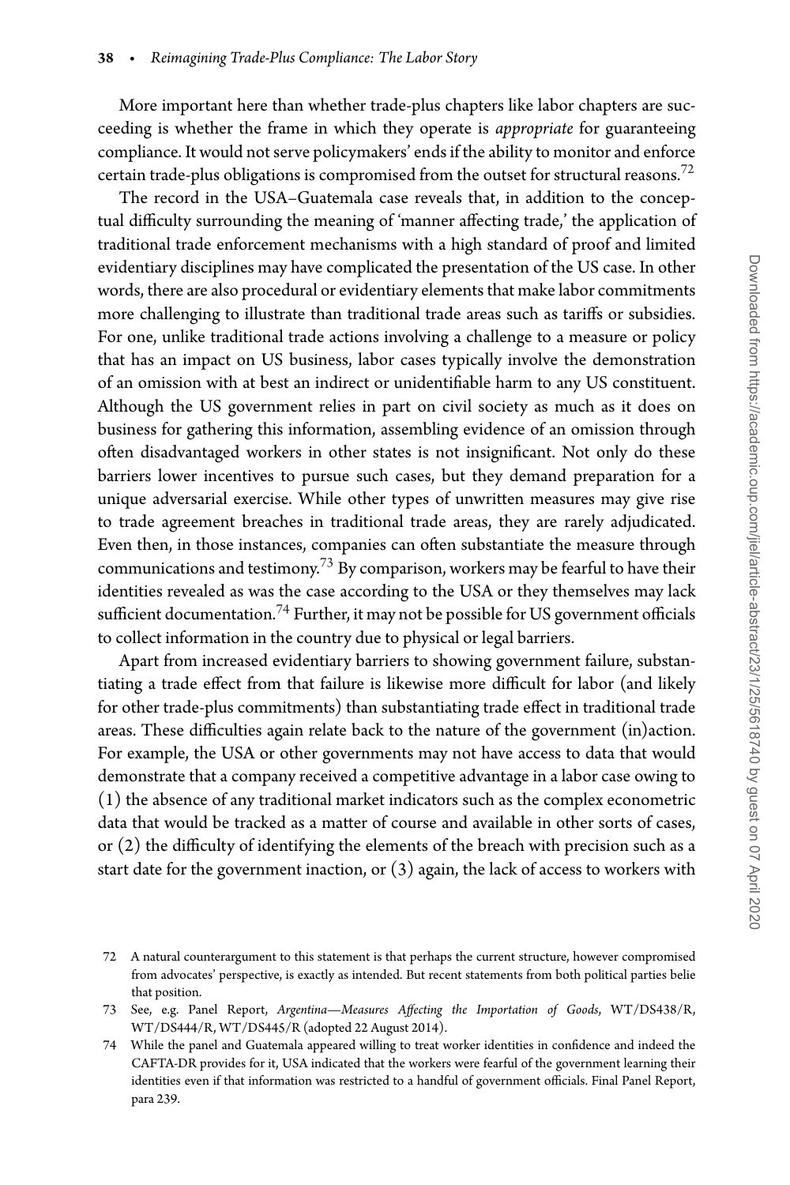More important here than whether trade-plus chapters like labor chapters are succeeding is whether the frame in which they operate is *appropriate* for guaranteeing compliance. It would not serve policymakers' ends if the ability to monitor and enforce certain trade-plus obligations is compromised from the outset for structural reasons.[72]

The record in the USA–Guatemala case reveals that, in addition to the conceptual difficulty surrounding the meaning of 'manner affecting trade,' the application of traditional trade enforcement mechanisms with a high standard of proof and limited evidentiary disciplines may have complicated the presentation of the US case. In other words, there are also procedural or evidentiary elements that make labor commitments more challenging to illustrate than traditional trade areas such as tariffs or subsidies. For one, unlike traditional trade actions involving a challenge to a measure or policy that has an impact on US business, labor cases typically involve the demonstration of an omission with at best an indirect or unidentifiable harm to any US constituent. Although the US government relies in part on civil society as much as it does on business for gathering this information, assembling evidence of an omission through often disadvantaged workers in other states is not insignificant. Not only do these barriers lower incentives to pursue such cases, but they demand preparation for a unique adversarial exercise. While other types of unwritten measures may give rise to trade agreement breaches in traditional trade areas, they are rarely adjudicated. Even then, in those instances, companies can often substantiate the measure through communications and testimony.[73] By comparison, workers may be fearful to have their identities revealed as was the case according to the USA or they themselves may lack sufficient documentation.[74] Further, it may not be possible for US government officials to collect information in the country due to physical or legal barriers.

Apart from increased evidentiary barriers to showing government failure, substantiating a trade effect from that failure is likewise more difficult for labor (and likely for other trade-plus commitments) than substantiating trade effect in traditional trade areas. These difficulties again relate back to the nature of the government (in)action. For example, the USA or other governments may not have access to data that would demonstrate that a company received a competitive advantage in a labor case owing to (1) the absence of any traditional market indicators such as the complex econometric data that would be tracked as a matter of course and available in other sorts of cases, or (2) the difficulty of identifying the elements of the breach with precision such as a start date for the government inaction, or (3) again, the lack of access to workers with

72 A natural counterargument to this statement is that perhaps the current structure, however compromised from advocates' perspective, is exactly as intended. But recent statements from both political parties belie that position.

73 See, e.g. Panel Report, *Argentina—Measures Affecting the Importation of Goods*, WT/DS438/R, WT/DS444/R, WT/DS445/R (adopted 22 August 2014).

74 While the panel and Guatemala appeared willing to treat worker identities in confidence and indeed the CAFTA-DR provides for it, USA indicated that the workers were fearful of the government learning their identities even if that information was restricted to a handful of government officials. Final Panel Report, para 239.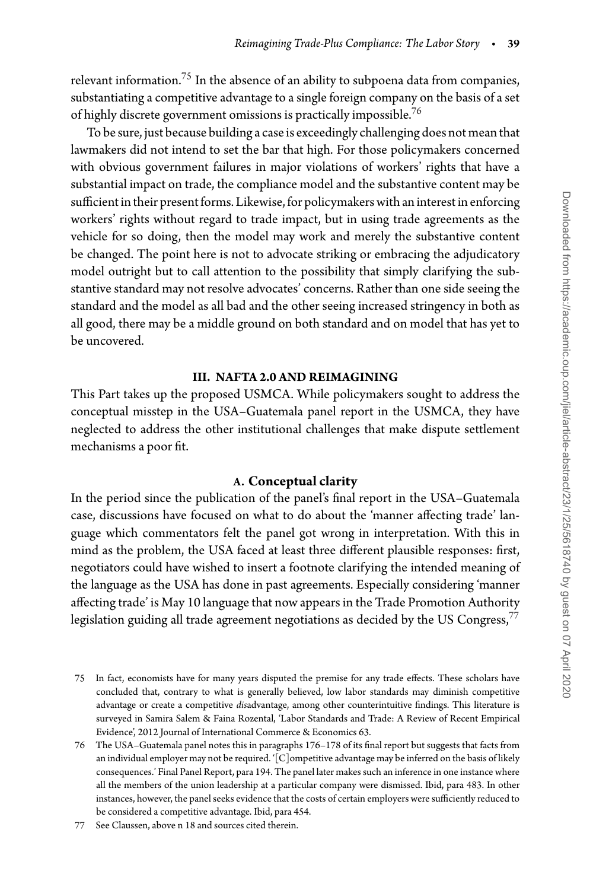relevant information.[75] In the absence of an ability to subpoena data from companies, substantiating a competitive advantage to a single foreign company on the basis of a set of highly discrete government omissions is practically impossible.[76]

To be sure, just because building a case is exceedingly challenging does not mean that lawmakers did not intend to set the bar that high. For those policymakers concerned with obvious government failures in major violations of workers' rights that have a substantial impact on trade, the compliance model and the substantive content may be sufficient in their present forms. Likewise, for policymakers with an interest in enforcing workers' rights without regard to trade impact, but in using trade agreements as the vehicle for so doing, then the model may work and merely the substantive content be changed. The point here is not to advocate striking or embracing the adjudicatory model outright but to call attention to the possibility that simply clarifying the substantive standard may not resolve advocates' concerns. Rather than one side seeing the standard and the model as all bad and the other seeing increased stringency in both as all good, there may be a middle ground on both standard and on model that has yet to be uncovered.

## III. NAFTA 2.0 AND REIMAGINING

This Part takes up the proposed USMCA. While policymakers sought to address the conceptual misstep in the USA–Guatemala panel report in the USMCA, they have neglected to address the other institutional challenges that make dispute settlement mechanisms a poor fit.

### A. Conceptual clarity

In the period since the publication of the panel's final report in the USA–Guatemala case, discussions have focused on what to do about the 'manner affecting trade' language which commentators felt the panel got wrong in interpretation. With this in mind as the problem, the USA faced at least three different plausible responses: first, negotiators could have wished to insert a footnote clarifying the intended meaning of the language as the USA has done in past agreements. Especially considering 'manner affecting trade' is May 10 language that now appears in the Trade Promotion Authority legislation guiding all trade agreement negotiations as decided by the US Congress,[77]

---

75 In fact, economists have for many years disputed the premise for any trade effects. These scholars have concluded that, contrary to what is generally believed, low labor standards may diminish competitive advantage or create a competitive *dis*advantage, among other counterintuitive findings. This literature is surveyed in Samira Salem & Faina Rozental, 'Labor Standards and Trade: A Review of Recent Empirical Evidence', 2012 Journal of International Commerce & Economics 63.

76 The USA–Guatemala panel notes this in paragraphs 176–178 of its final report but suggests that facts from an individual employer may not be required. '[C]ompetitive advantage may be inferred on the basis of likely consequences.' Final Panel Report, para 194. The panel later makes such an inference in one instance where all the members of the union leadership at a particular company were dismissed. Ibid, para 483. In other instances, however, the panel seeks evidence that the costs of certain employers were sufficiently reduced to be considered a competitive advantage. Ibid, para 454.

77 See Claussen, above n 18 and sources cited therein.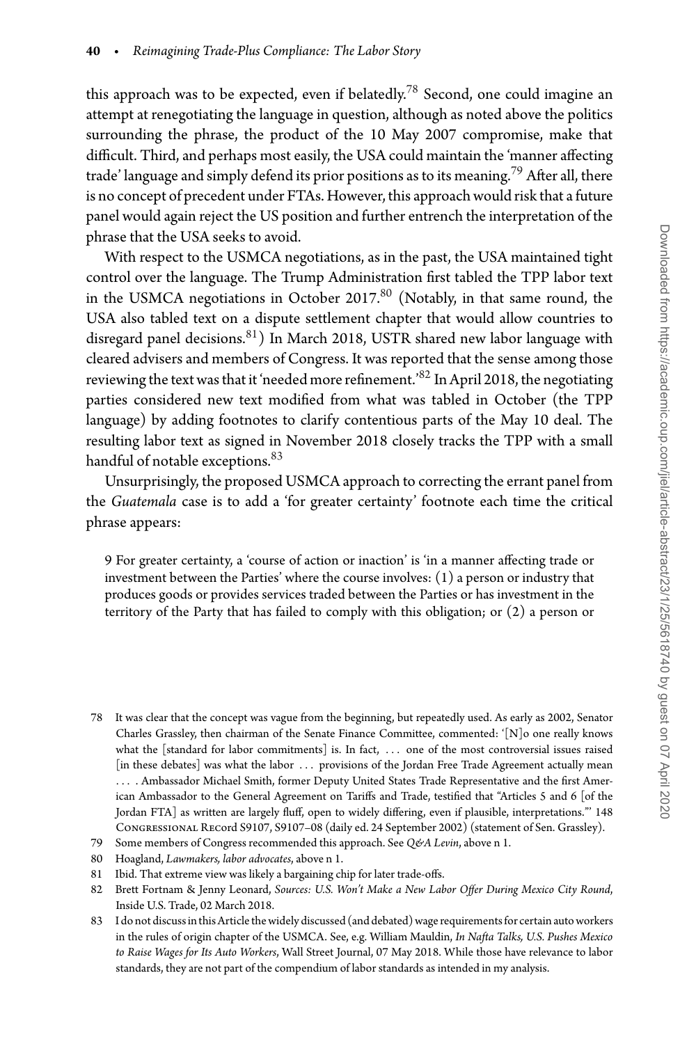this approach was to be expected, even if belatedly.[78] Second, one could imagine an attempt at renegotiating the language in question, although as noted above the politics surrounding the phrase, the product of the 10 May 2007 compromise, make that difficult. Third, and perhaps most easily, the USA could maintain the 'manner affecting trade' language and simply defend its prior positions as to its meaning.[79] After all, there is no concept of precedent under FTAs. However, this approach would risk that a future panel would again reject the US position and further entrench the interpretation of the phrase that the USA seeks to avoid.

With respect to the USMCA negotiations, as in the past, the USA maintained tight control over the language. The Trump Administration first tabled the TPP labor text in the USMCA negotiations in October 2017.[80] (Notably, in that same round, the USA also tabled text on a dispute settlement chapter that would allow countries to disregard panel decisions.[81]) In March 2018, USTR shared new labor language with cleared advisers and members of Congress. It was reported that the sense among those reviewing the text was that it 'needed more refinement.'[82] In April 2018, the negotiating parties considered new text modified from what was tabled in October (the TPP language) by adding footnotes to clarify contentious parts of the May 10 deal. The resulting labor text as signed in November 2018 closely tracks the TPP with a small handful of notable exceptions.[83]

Unsurprisingly, the proposed USMCA approach to correcting the errant panel from the *Guatemala* case is to add a 'for greater certainty' footnote each time the critical phrase appears:

> 9 For greater certainty, a 'course of action or inaction' is 'in a manner affecting trade or investment between the Parties' where the course involves: (1) a person or industry that produces goods or provides services traded between the Parties or has investment in the territory of the Party that has failed to comply with this obligation; or (2) a person or

78 It was clear that the concept was vague from the beginning, but repeatedly used. As early as 2002, Senator Charles Grassley, then chairman of the Senate Finance Committee, commented: '[N]o one really knows what the [standard for labor commitments] is. In fact, ... one of the most controversial issues raised [in these debates] was what the labor ... provisions of the Jordan Free Trade Agreement actually mean ... . Ambassador Michael Smith, former Deputy United States Trade Representative and the first American Ambassador to the General Agreement on Tariffs and Trade, testified that "Articles 5 and 6 [of the Jordan FTA] as written are largely fluff, open to widely differing, even if plausible, interpretations."' 148 Congressional Record S9107, S9107–08 (daily ed. 24 September 2002) (statement of Sen. Grassley).

79 Some members of Congress recommended this approach. See *Q&A Levin*, above n 1.

80 Hoagland, *Lawmakers, labor advocates*, above n 1.

81 Ibid. That extreme view was likely a bargaining chip for later trade-offs.

82 Brett Fortnam & Jenny Leonard, *Sources: U.S. Won't Make a New Labor Offer During Mexico City Round*, Inside U.S. Trade, 02 March 2018.

83 I do not discuss in this Article the widely discussed (and debated) wage requirements for certain auto workers in the rules of origin chapter of the USMCA. See, e.g. William Mauldin, *In Nafta Talks, U.S. Pushes Mexico to Raise Wages for Its Auto Workers*, Wall Street Journal, 07 May 2018. While those have relevance to labor standards, they are not part of the compendium of labor standards as intended in my analysis.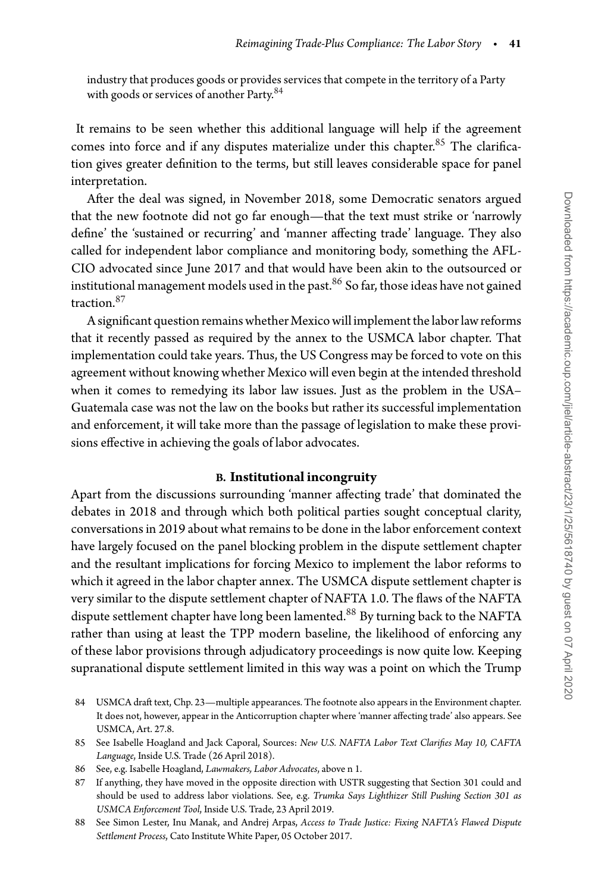industry that produces goods or provides services that compete in the territory of a Party with goods or services of another Party.[84]

It remains to be seen whether this additional language will help if the agreement comes into force and if any disputes materialize under this chapter.[85] The clarification gives greater definition to the terms, but still leaves considerable space for panel interpretation.

After the deal was signed, in November 2018, some Democratic senators argued that the new footnote did not go far enough—that the text must strike or 'narrowly define' the 'sustained or recurring' and 'manner affecting trade' language. They also called for independent labor compliance and monitoring body, something the AFL-CIO advocated since June 2017 and that would have been akin to the outsourced or institutional management models used in the past.[86] So far, those ideas have not gained traction.[87]

A significant question remains whether Mexico will implement the labor law reforms that it recently passed as required by the annex to the USMCA labor chapter. That implementation could take years. Thus, the US Congress may be forced to vote on this agreement without knowing whether Mexico will even begin at the intended threshold when it comes to remedying its labor law issues. Just as the problem in the USA–Guatemala case was not the law on the books but rather its successful implementation and enforcement, it will take more than the passage of legislation to make these provisions effective in achieving the goals of labor advocates.

### B. Institutional incongruity

Apart from the discussions surrounding 'manner affecting trade' that dominated the debates in 2018 and through which both political parties sought conceptual clarity, conversations in 2019 about what remains to be done in the labor enforcement context have largely focused on the panel blocking problem in the dispute settlement chapter and the resultant implications for forcing Mexico to implement the labor reforms to which it agreed in the labor chapter annex. The USMCA dispute settlement chapter is very similar to the dispute settlement chapter of NAFTA 1.0. The flaws of the NAFTA dispute settlement chapter have long been lamented.[88] By turning back to the NAFTA rather than using at least the TPP modern baseline, the likelihood of enforcing any of these labor provisions through adjudicatory proceedings is now quite low. Keeping supranational dispute settlement limited in this way was a point on which the Trump

84 USMCA draft text, Chp. 23—multiple appearances. The footnote also appears in the Environment chapter. It does not, however, appear in the Anticorruption chapter where 'manner affecting trade' also appears. See USMCA, Art. 27.8.

85 See Isabelle Hoagland and Jack Caporal, Sources: *New U.S. NAFTA Labor Text Clarifies May 10, CAFTA Language*, Inside U.S. Trade (26 April 2018).

86 See, e.g. Isabelle Hoagland, *Lawmakers, Labor Advocates*, above n 1.

87 If anything, they have moved in the opposite direction with USTR suggesting that Section 301 could and should be used to address labor violations. See, e.g. *Trumka Says Lighthizer Still Pushing Section 301 as USMCA Enforcement Tool*, Inside U.S. Trade, 23 April 2019.

88 See Simon Lester, Inu Manak, and Andrej Arpas, *Access to Trade Justice: Fixing NAFTA's Flawed Dispute Settlement Process*, Cato Institute White Paper, 05 October 2017.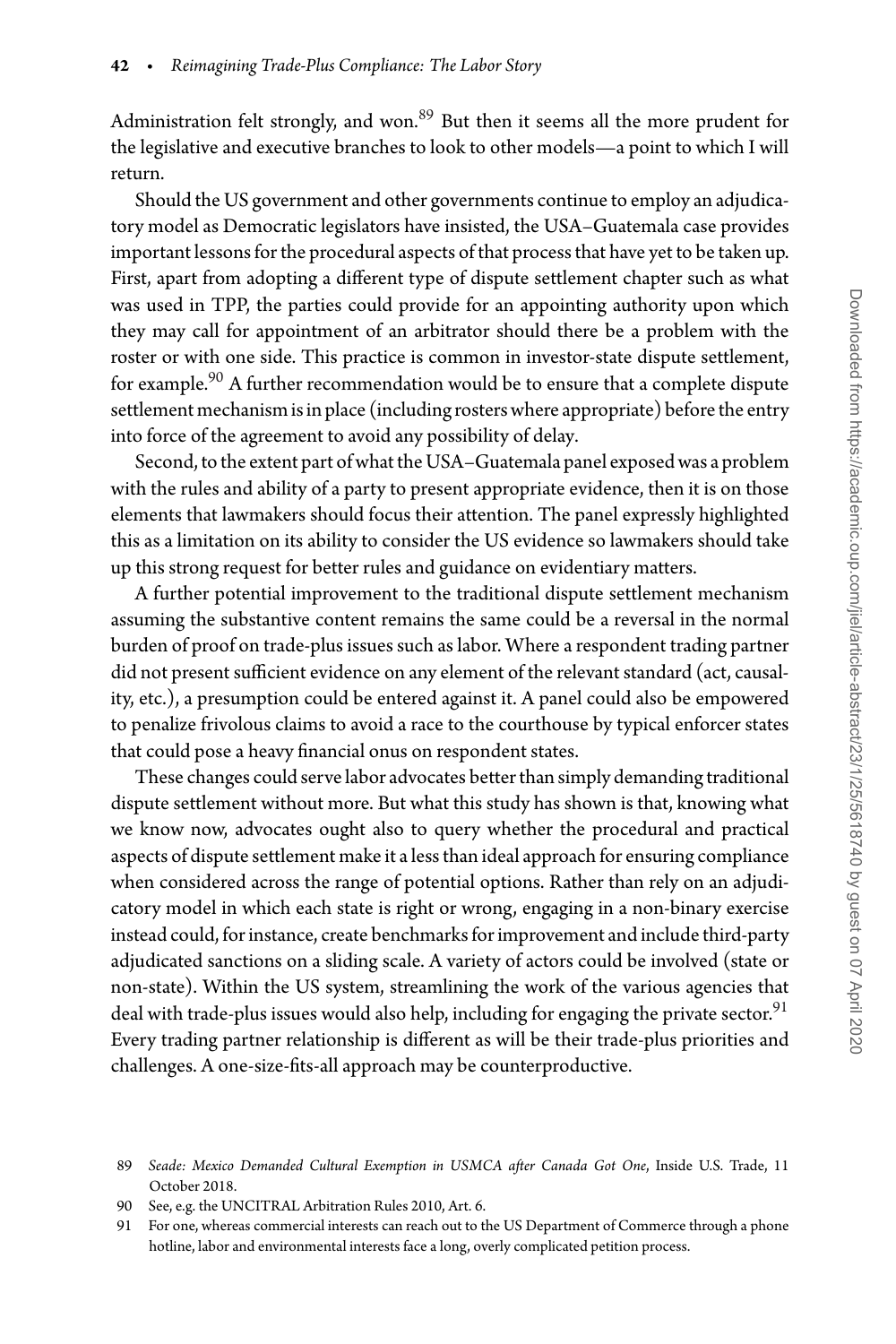Administration felt strongly, and won.[89] But then it seems all the more prudent for the legislative and executive branches to look to other models—a point to which I will return.

Should the US government and other governments continue to employ an adjudicatory model as Democratic legislators have insisted, the USA–Guatemala case provides important lessons for the procedural aspects of that process that have yet to be taken up. First, apart from adopting a different type of dispute settlement chapter such as what was used in TPP, the parties could provide for an appointing authority upon which they may call for appointment of an arbitrator should there be a problem with the roster or with one side. This practice is common in investor-state dispute settlement, for example.[90] A further recommendation would be to ensure that a complete dispute settlement mechanism is in place (including rosters where appropriate) before the entry into force of the agreement to avoid any possibility of delay.

Second, to the extent part of what the USA–Guatemala panel exposed was a problem with the rules and ability of a party to present appropriate evidence, then it is on those elements that lawmakers should focus their attention. The panel expressly highlighted this as a limitation on its ability to consider the US evidence so lawmakers should take up this strong request for better rules and guidance on evidentiary matters.

A further potential improvement to the traditional dispute settlement mechanism assuming the substantive content remains the same could be a reversal in the normal burden of proof on trade-plus issues such as labor. Where a respondent trading partner did not present sufficient evidence on any element of the relevant standard (act, causality, etc.), a presumption could be entered against it. A panel could also be empowered to penalize frivolous claims to avoid a race to the courthouse by typical enforcer states that could pose a heavy financial onus on respondent states.

These changes could serve labor advocates better than simply demanding traditional dispute settlement without more. But what this study has shown is that, knowing what we know now, advocates ought also to query whether the procedural and practical aspects of dispute settlement make it a less than ideal approach for ensuring compliance when considered across the range of potential options. Rather than rely on an adjudicatory model in which each state is right or wrong, engaging in a non-binary exercise instead could, for instance, create benchmarks for improvement and include third-party adjudicated sanctions on a sliding scale. A variety of actors could be involved (state or non-state). Within the US system, streamlining the work of the various agencies that deal with trade-plus issues would also help, including for engaging the private sector.[91] Every trading partner relationship is different as will be their trade-plus priorities and challenges. A one-size-fits-all approach may be counterproductive.

89 *Seade: Mexico Demanded Cultural Exemption in USMCA after Canada Got One*, Inside U.S. Trade, 11 October 2018.

90 See, e.g. the UNCITRAL Arbitration Rules 2010, Art. 6.

91 For one, whereas commercial interests can reach out to the US Department of Commerce through a phone hotline, labor and environmental interests face a long, overly complicated petition process.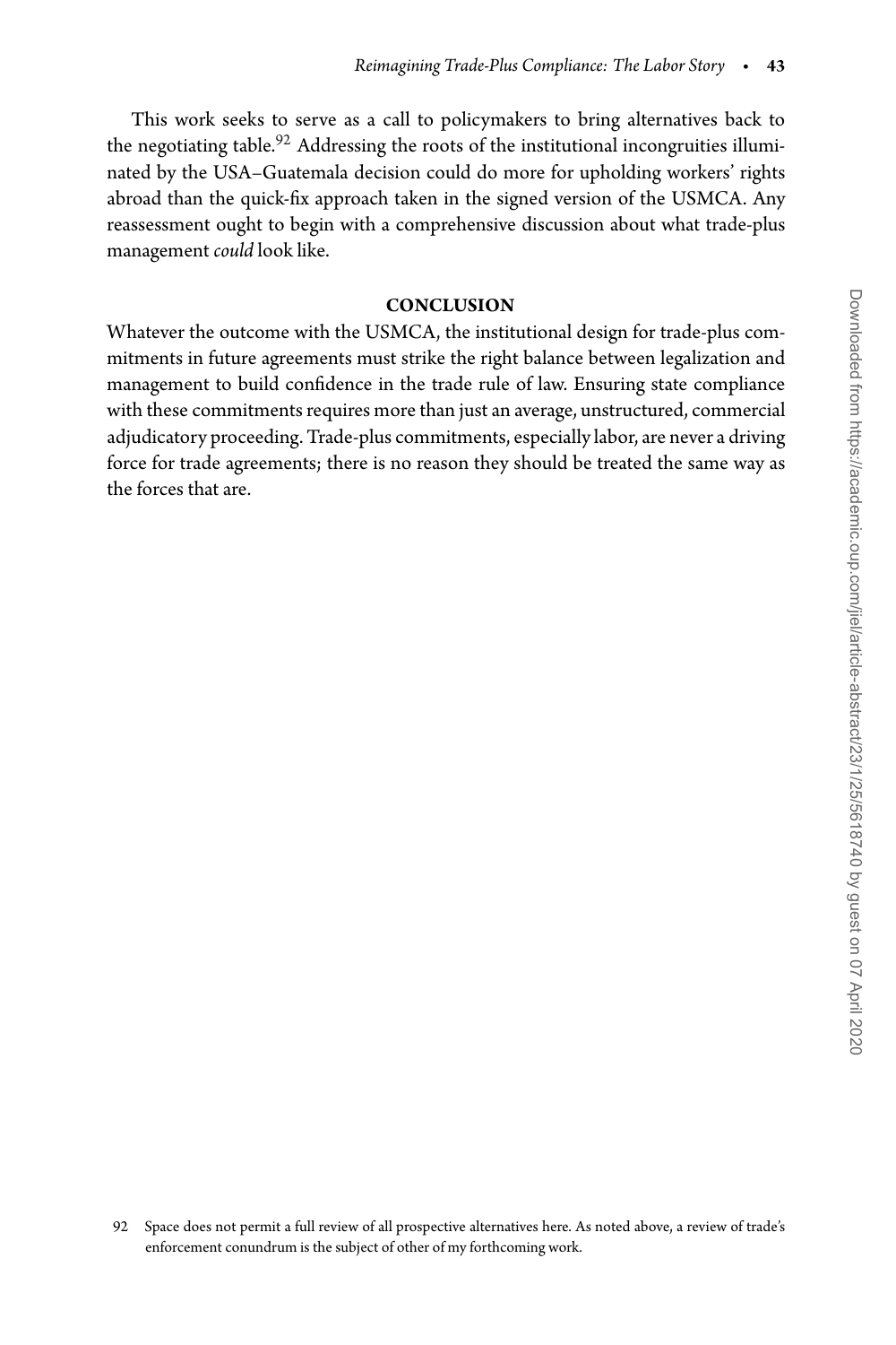This work seeks to serve as a call to policymakers to bring alternatives back to the negotiating table.[92] Addressing the roots of the institutional incongruities illuminated by the USA–Guatemala decision could do more for upholding workers' rights abroad than the quick-fix approach taken in the signed version of the USMCA. Any reassessment ought to begin with a comprehensive discussion about what trade-plus management *could* look like.

## CONCLUSION

Whatever the outcome with the USMCA, the institutional design for trade-plus commitments in future agreements must strike the right balance between legalization and management to build confidence in the trade rule of law. Ensuring state compliance with these commitments requires more than just an average, unstructured, commercial adjudicatory proceeding. Trade-plus commitments, especially labor, are never a driving force for trade agreements; there is no reason they should be treated the same way as the forces that are.

92 Space does not permit a full review of all prospective alternatives here. As noted above, a review of trade's enforcement conundrum is the subject of other of my forthcoming work.